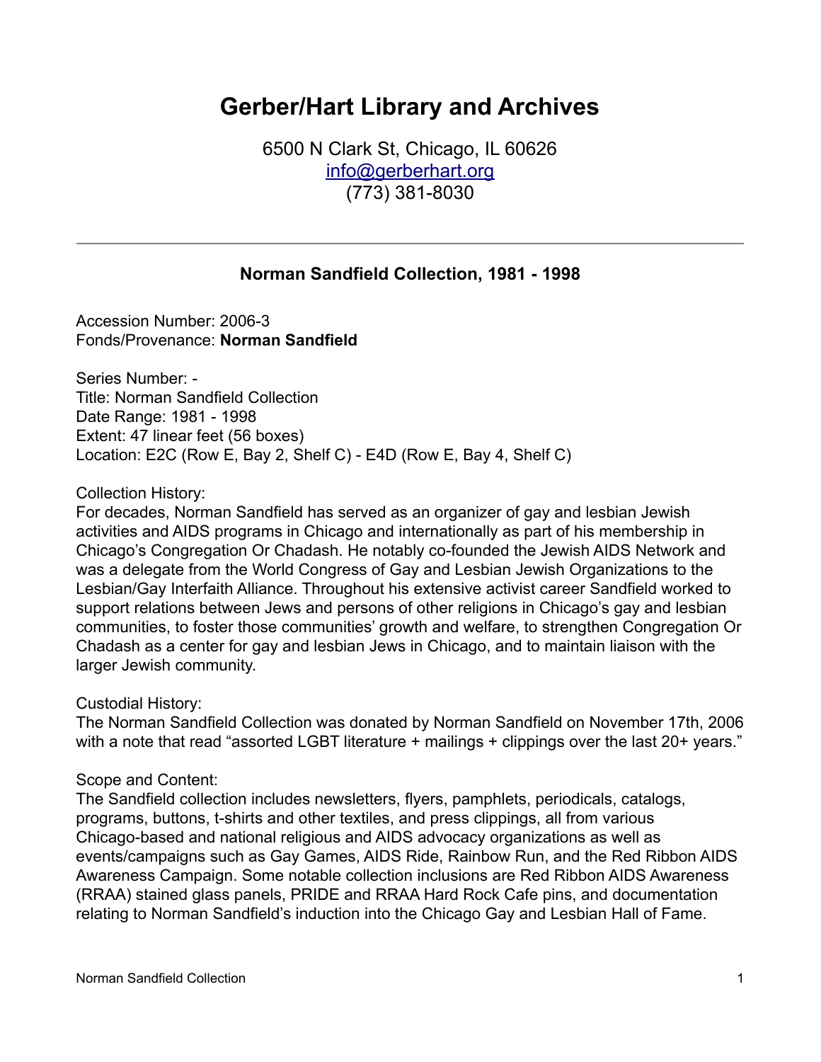# Gerber/Hart Library and Archives

6500 N Clark St, Chicago, IL 60626
info@gerberhart.org
(773) 381-8030

---

### Norman Sandfield Collection, 1981 - 1998

Accession Number: 2006-3
Fonds/Provenance: **Norman Sandfield**

Series Number: -
Title: Norman Sandfield Collection
Date Range: 1981 - 1998
Extent: 47 linear feet (56 boxes)
Location: E2C (Row E, Bay 2, Shelf C) - E4D (Row E, Bay 4, Shelf C)

Collection History:
For decades, Norman Sandfield has served as an organizer of gay and lesbian Jewish activities and AIDS programs in Chicago and internationally as part of his membership in Chicago's Congregation Or Chadash. He notably co-founded the Jewish AIDS Network and was a delegate from the World Congress of Gay and Lesbian Jewish Organizations to the Lesbian/Gay Interfaith Alliance. Throughout his extensive activist career Sandfield worked to support relations between Jews and persons of other religions in Chicago's gay and lesbian communities, to foster those communities' growth and welfare, to strengthen Congregation Or Chadash as a center for gay and lesbian Jews in Chicago, and to maintain liaison with the larger Jewish community.

Custodial History:
The Norman Sandfield Collection was donated by Norman Sandfield on November 17th, 2006 with a note that read "assorted LGBT literature + mailings + clippings over the last 20+ years."

Scope and Content:
The Sandfield collection includes newsletters, flyers, pamphlets, periodicals, catalogs, programs, buttons, t-shirts and other textiles, and press clippings, all from various Chicago-based and national religious and AIDS advocacy organizations as well as events/campaigns such as Gay Games, AIDS Ride, Rainbow Run, and the Red Ribbon AIDS Awareness Campaign. Some notable collection inclusions are Red Ribbon AIDS Awareness (RRAA) stained glass panels, PRIDE and RRAA Hard Rock Cafe pins, and documentation relating to Norman Sandfield's induction into the Chicago Gay and Lesbian Hall of Fame.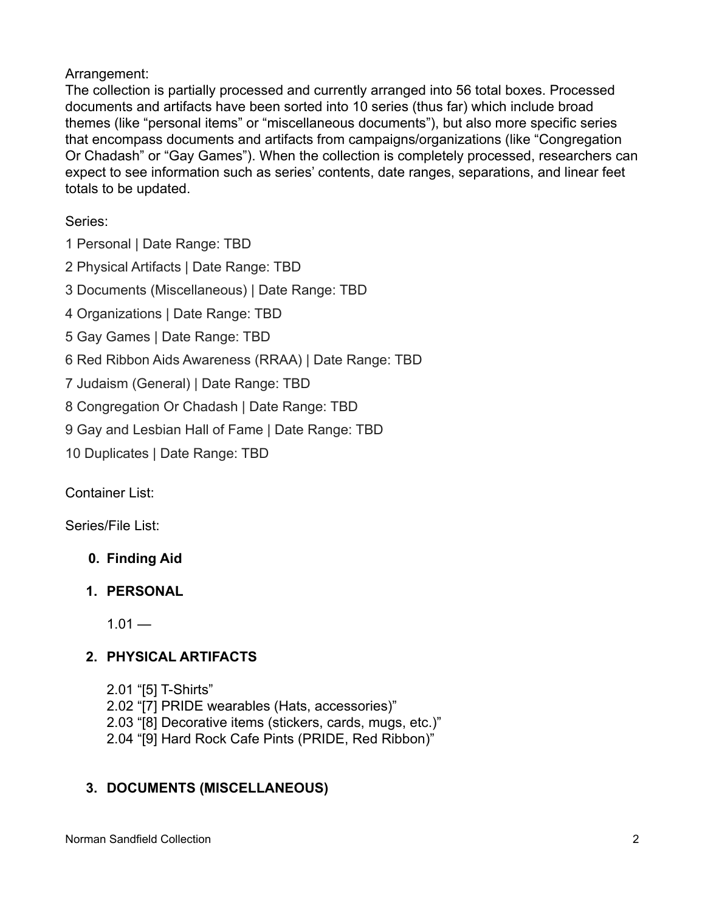Arrangement:
The collection is partially processed and currently arranged into 56 total boxes. Processed documents and artifacts have been sorted into 10 series (thus far) which include broad themes (like "personal items" or "miscellaneous documents"), but also more specific series that encompass documents and artifacts from campaigns/organizations (like "Congregation Or Chadash" or "Gay Games"). When the collection is completely processed, researchers can expect to see information such as series' contents, date ranges, separations, and linear feet totals to be updated.

Series:

1 Personal | Date Range: TBD

2 Physical Artifacts | Date Range: TBD

3 Documents (Miscellaneous) | Date Range: TBD

4 Organizations | Date Range: TBD

5 Gay Games | Date Range: TBD

6 Red Ribbon Aids Awareness (RRAA) | Date Range: TBD

7 Judaism (General) | Date Range: TBD

8 Congregation Or Chadash | Date Range: TBD

9 Gay and Lesbian Hall of Fame | Date Range: TBD

10 Duplicates | Date Range: TBD

Container List:

Series/File List:

0. **Finding Aid**

1. **PERSONAL**

   1.01 —

2. **PHYSICAL ARTIFACTS**

   2.01 "[5] T-Shirts"
   2.02 "[7] PRIDE wearables (Hats, accessories)"
   2.03 "[8] Decorative items (stickers, cards, mugs, etc.)"
   2.04 "[9] Hard Rock Cafe Pints (PRIDE, Red Ribbon)"

3. **DOCUMENTS (MISCELLANEOUS)**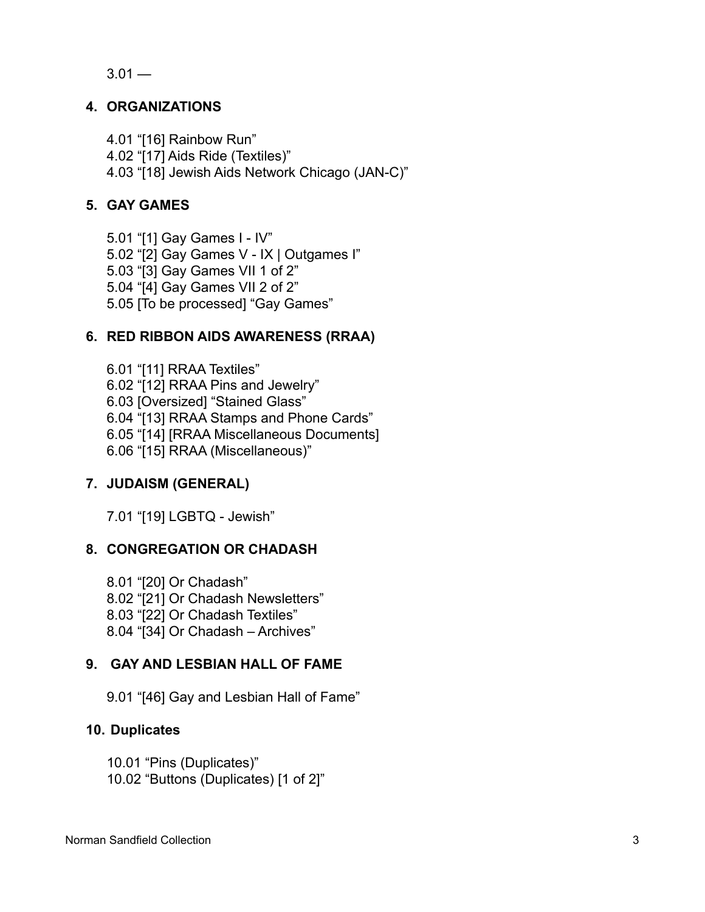3.01 —

## 4. ORGANIZATIONS

4.01 “[16] Rainbow Run”
4.02 “[17] Aids Ride (Textiles)”
4.03 “[18] Jewish Aids Network Chicago (JAN-C)”

## 5. GAY GAMES

5.01 “[1] Gay Games I - IV”
5.02 “[2] Gay Games V - IX | Outgames I”
5.03 “[3] Gay Games VII 1 of 2”
5.04 “[4] Gay Games VII 2 of 2”
5.05 [To be processed] “Gay Games”

## 6. RED RIBBON AIDS AWARENESS (RRAA)

6.01 “[11] RRAA Textiles”
6.02 “[12] RRAA Pins and Jewelry”
6.03 [Oversized] “Stained Glass”
6.04 “[13] RRAA Stamps and Phone Cards”
6.05 “[14] [RRAA Miscellaneous Documents]
6.06 “[15] RRAA (Miscellaneous)”

## 7. JUDAISM (GENERAL)

7.01 “[19] LGBTQ - Jewish”

## 8. CONGREGATION OR CHADASH

8.01 “[20] Or Chadash”
8.02 “[21] Or Chadash Newsletters”
8.03 “[22] Or Chadash Textiles”
8.04 “[34] Or Chadash – Archives”

## 9. GAY AND LESBIAN HALL OF FAME

9.01 “[46] Gay and Lesbian Hall of Fame”

## 10. Duplicates

10.01 “Pins (Duplicates)”
10.02 “Buttons (Duplicates) [1 of 2]”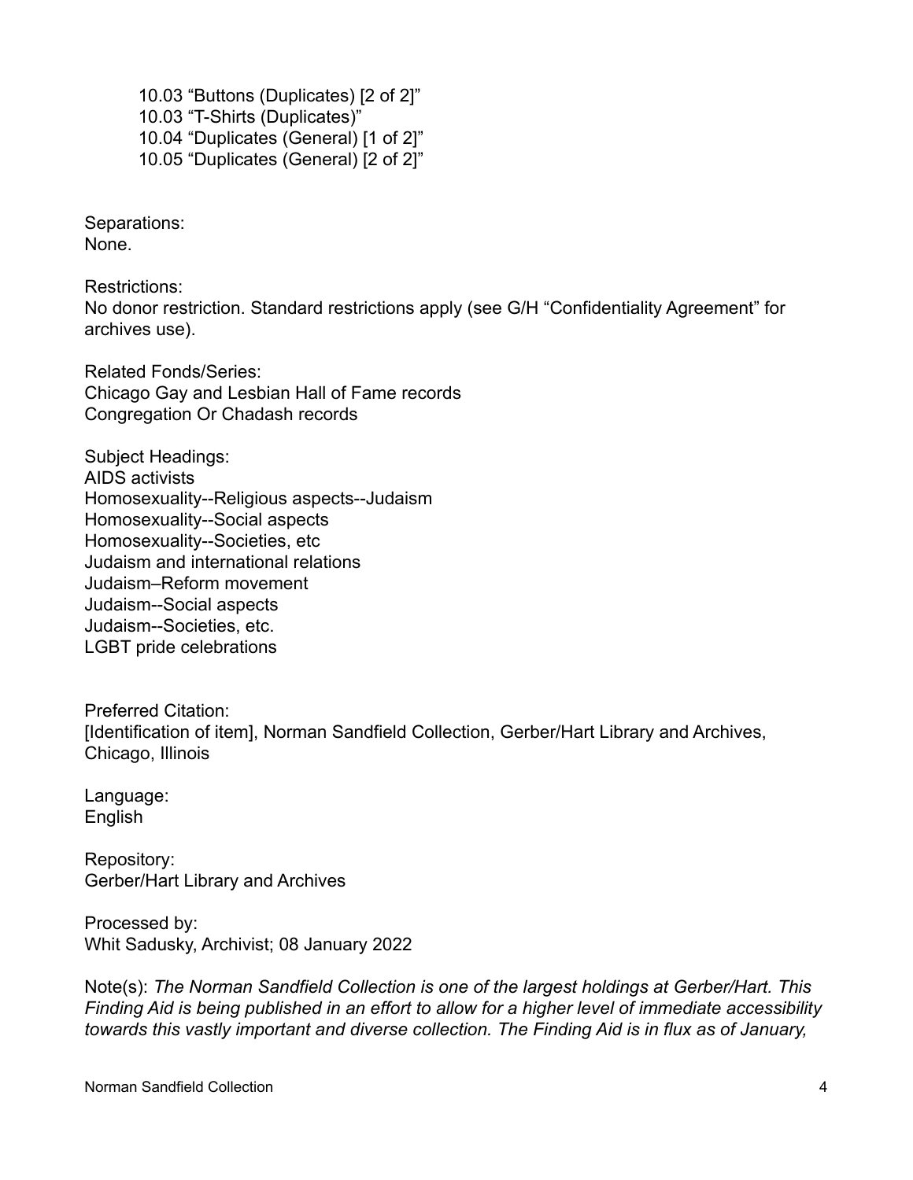10.03 “Buttons (Duplicates) [2 of 2]”
10.03 “T-Shirts (Duplicates)”
10.04 “Duplicates (General) [1 of 2]”
10.05 “Duplicates (General) [2 of 2]”

Separations:
None.

Restrictions:
No donor restriction. Standard restrictions apply (see G/H “Confidentiality Agreement” for archives use).

Related Fonds/Series:
Chicago Gay and Lesbian Hall of Fame records
Congregation Or Chadash records

Subject Headings:
AIDS activists
Homosexuality--Religious aspects--Judaism
Homosexuality--Social aspects
Homosexuality--Societies, etc
Judaism and international relations
Judaism–Reform movement
Judaism--Social aspects
Judaism--Societies, etc.
LGBT pride celebrations

Preferred Citation:
[Identification of item], Norman Sandfield Collection, Gerber/Hart Library and Archives, Chicago, Illinois

Language:
English

Repository:
Gerber/Hart Library and Archives

Processed by:
Whit Sadusky, Archivist; 08 January 2022

Note(s): *The Norman Sandfield Collection is one of the largest holdings at Gerber/Hart. This Finding Aid is being published in an effort to allow for a higher level of immediate accessibility towards this vastly important and diverse collection. The Finding Aid is in flux as of January,*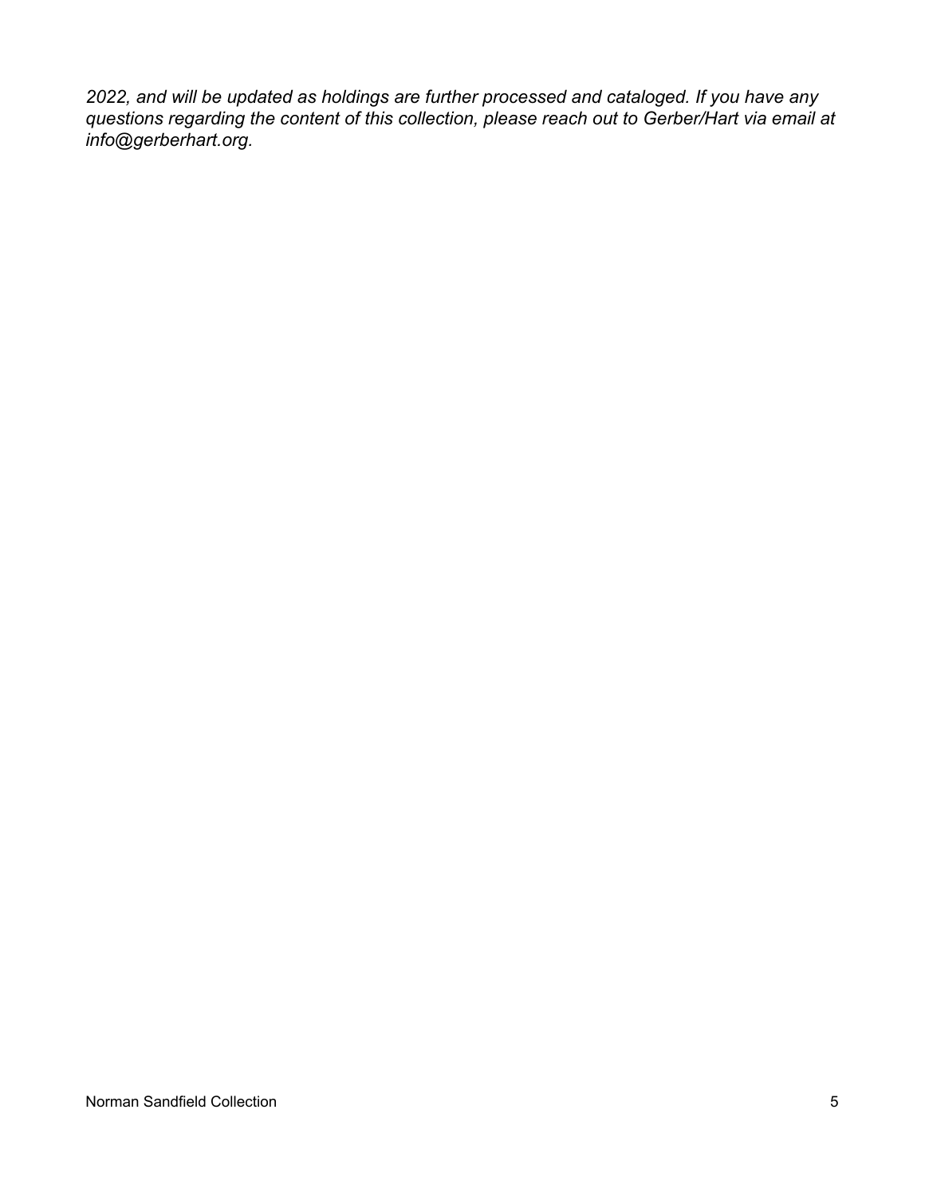*2022, and will be updated as holdings are further processed and cataloged. If you have any questions regarding the content of this collection, please reach out to Gerber/Hart via email at info@gerberhart.org.*